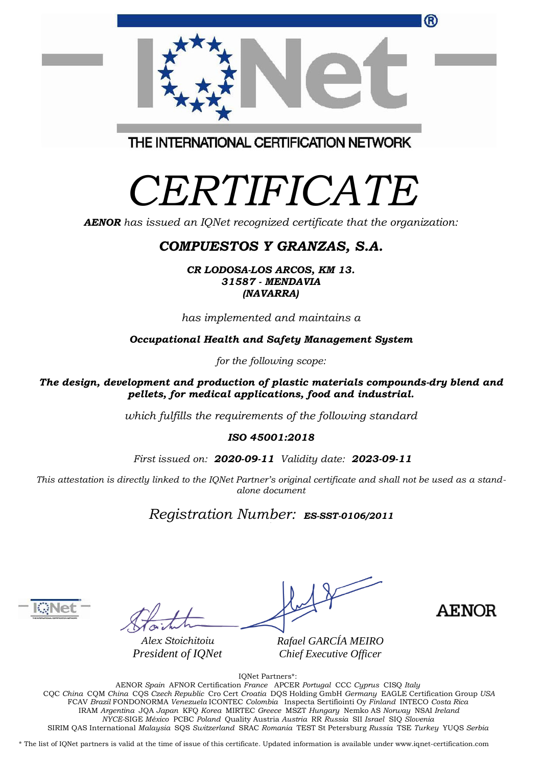THE INTERNATIONAL CERTIFICATION NETWORK

# *CERTIFICATE*

***AENOR*** *has issued an IQNet recognized certificate that the organization:*

## ***COMPUESTOS Y GRANZAS, S.A.***

***CR LODOSA-LOS ARCOS, KM 13.***
***31587 - MENDAVIA***
***(NAVARRA)***

*has implemented and maintains a*

***Occupational Health and Safety Management System***

*for the following scope:*

***The design, development and production of plastic materials compounds-dry blend and pellets, for medical applications, food and industrial.***

*which fulfills the requirements of the following standard*

***ISO 45001:2018***

*First issued on:* ***2020-09-11*** *Validity date:* ***2023-09-11***

*This attestation is directly linked to the IQNet Partner's original certificate and shall not be used as a stand-alone document*

*Registration Number:* ***ES-SST-0106/2011***

*Alex Stoichitoiu*
*President of IQNet*

*Rafael GARCÍA MEIRO*
*Chief Executive Officer*

AENOR

IQNet Partners*:

AENOR *Spain* AFNOR Certification *France* APCER *Portugal* CCC *Cyprus* CISQ *Italy*
CQC *China* CQM *China* CQS *Czech Republic* Cro Cert *Croatia* DQS Holding GmbH *Germany* EAGLE Certification Group *USA*
FCAV *Brazil* FONDONORMA *Venezuela* ICONTEC *Colombia* Inspecta Sertifiointi Oy *Finland* INTECO *Costa Rica*
IRAM *Argentina* JQA *Japan* KFQ *Korea* MIRTEC *Greece* MSZT *Hungary* Nemko AS *Norway* NSAI *Ireland*
*NYCE*-SIGE *México* PCBC *Poland* Quality Austria *Austria* RR *Russia* SII *Israel* SIQ *Slovenia*
SIRIM QAS International *Malaysia* SQS *Switzerland* SRAC *Romania* TEST St Petersburg *Russia* TSE *Turkey* YUQS *Serbia*

\* The list of IQNet partners is valid at the time of issue of this certificate. Updated information is available under www.iqnet-certification.com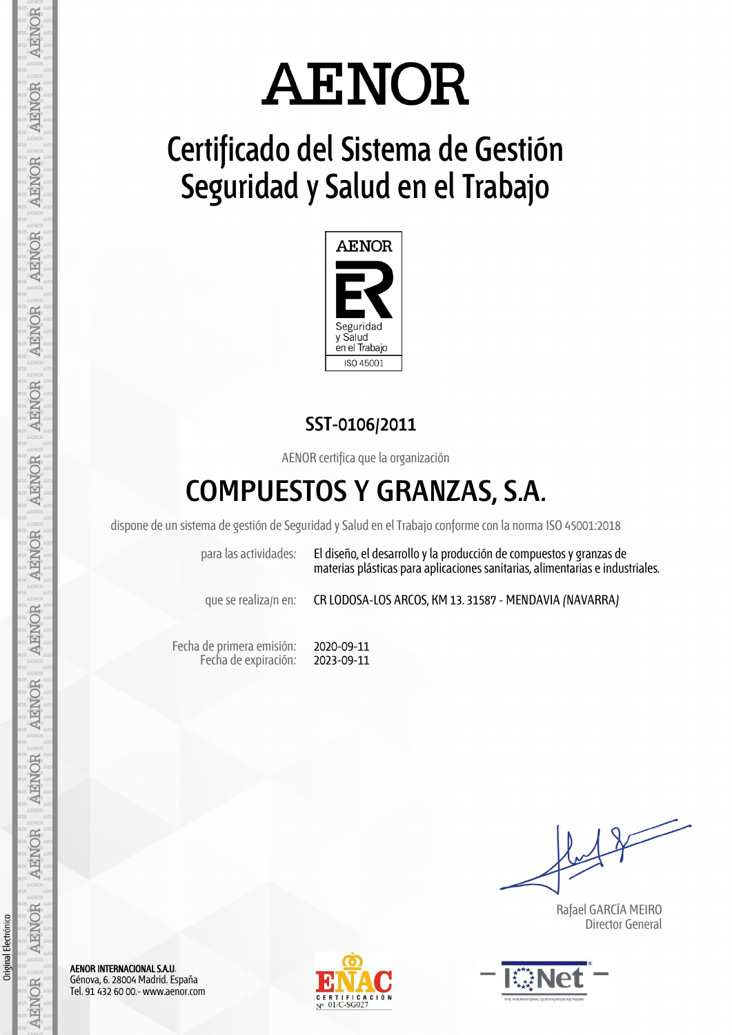# AENOR

## Certificado del Sistema de Gestión Seguridad y Salud en el Trabajo

AENOR

Seguridad y Salud en el Trabajo

ISO 45001

### SST-0106/2011

AENOR certifica que la organización

## COMPUESTOS Y GRANZAS, S.A.

dispone de un sistema de gestión de Seguridad y Salud en el Trabajo conforme con la norma ISO 45001:2018

| | |
|---|---|
| para las actividades: | El diseño, el desarrollo y la producción de compuestos y granzas de materias plásticas para aplicaciones sanitarias, alimentarias e industriales. |
| que se realiza/n en: | CR LODOSA-LOS ARCOS, KM 13. 31587 - MENDAVIA (NAVARRA) |
| Fecha de primera emisión: | 2020-09-11 |
| Fecha de expiración: | 2023-09-11 |

Rafael GARCÍA MEIRO
Director General

**AENOR INTERNACIONAL S.A.U.**
Génova, 6. 28004 Madrid. España
Tel. 91 432 60 00.- www.aenor.com

ENAC CERTIFICACIÓN Nº 01/C-SG027

IQNet THE INTERNATIONAL CERTIFICATION NETWORK

Original Electrónico